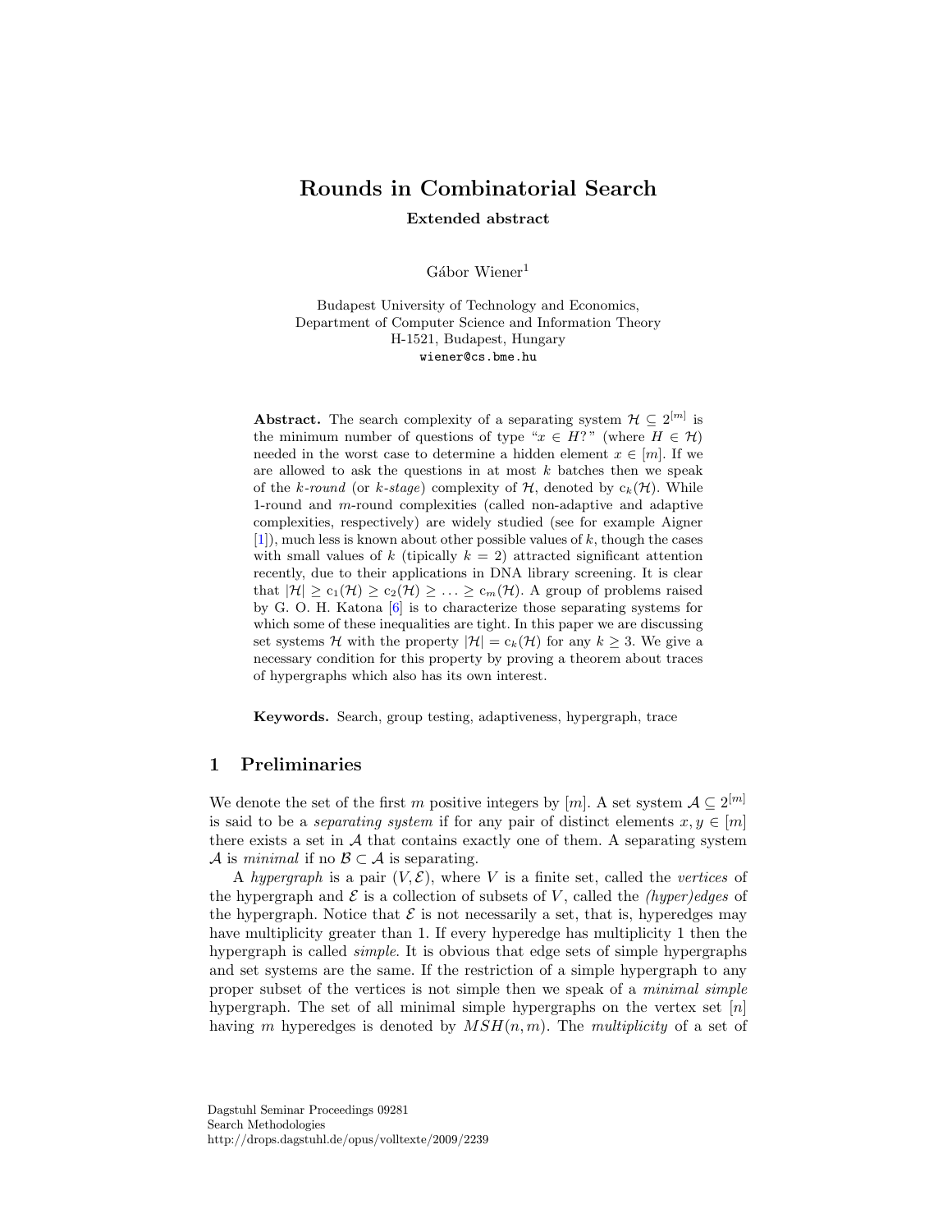# Rounds in Combinatorial Search

**Extended abstract**

Gábor Wiener[1]

Budapest University of Technology and Economics,
Department of Computer Science and Information Theory
H-1521, Budapest, Hungary
`wiener@cs.bme.hu`

**Abstract.** The search complexity of a separating system $\mathcal{H} \subseteq 2^{[m]}$ is the minimum number of questions of type "$x \in H$?" (where $H \in \mathcal{H}$) needed in the worst case to determine a hidden element $x \in [m]$. If we are allowed to ask the questions in at most $k$ batches then we speak of the *k-round* (or *k-stage*) complexity of $\mathcal{H}$, denoted by $\mathrm{c}_k(\mathcal{H})$. While 1-round and $m$-round complexities (called non-adaptive and adaptive complexities, respectively) are widely studied (see for example Aigner [1]), much less is known about other possible values of $k$, though the cases with small values of $k$ (tipically $k = 2$) attracted significant attention recently, due to their applications in DNA library screening. It is clear that $|\mathcal{H}| \geq \mathrm{c}_1(\mathcal{H}) \geq \mathrm{c}_2(\mathcal{H}) \geq \ldots \geq \mathrm{c}_m(\mathcal{H})$. A group of problems raised by G. O. H. Katona [6] is to characterize those separating systems for which some of these inequalities are tight. In this paper we are discussing set systems $\mathcal{H}$ with the property $|\mathcal{H}| = \mathrm{c}_k(\mathcal{H})$ for any $k \geq 3$. We give a necessary condition for this property by proving a theorem about traces of hypergraphs which also has its own interest.

**Keywords.** Search, group testing, adaptiveness, hypergraph, trace

## 1 Preliminaries

We denote the set of the first $m$ positive integers by $[m]$. A set system $\mathcal{A} \subseteq 2^{[m]}$ is said to be a *separating system* if for any pair of distinct elements $x, y \in [m]$ there exists a set in $\mathcal{A}$ that contains exactly one of them. A separating system $\mathcal{A}$ is *minimal* if no $\mathcal{B} \subset \mathcal{A}$ is separating.

A *hypergraph* is a pair $(V, \mathcal{E})$, where $V$ is a finite set, called the *vertices* of the hypergraph and $\mathcal{E}$ is a collection of subsets of $V$, called the *(hyper)edges* of the hypergraph. Notice that $\mathcal{E}$ is not necessarily a set, that is, hyperedges may have multiplicity greater than 1. If every hyperedge has multiplicity 1 then the hypergraph is called *simple*. It is obvious that edge sets of simple hypergraphs and set systems are the same. If the restriction of a simple hypergraph to any proper subset of the vertices is not simple then we speak of a *minimal simple* hypergraph. The set of all minimal simple hypergraphs on the vertex set $[n]$ having $m$ hyperedges is denoted by $MSH(n, m)$. The *multiplicity* of a set of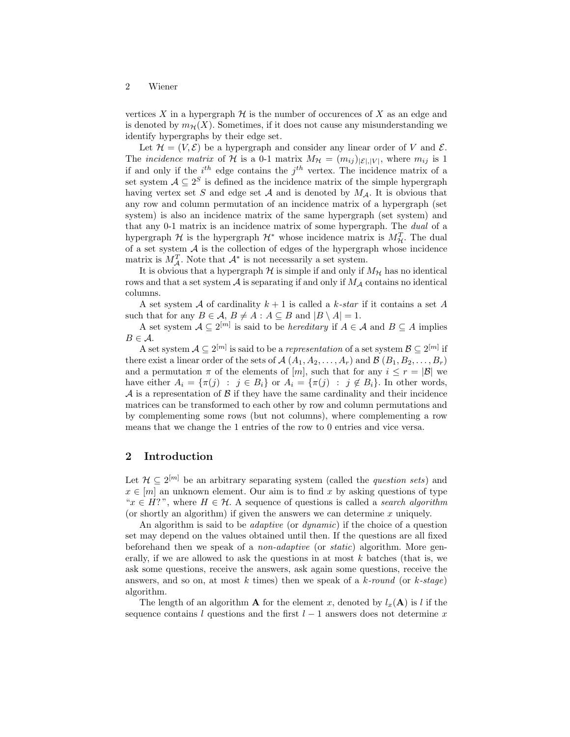vertices $X$ in a hypergraph $\mathcal{H}$ is the number of occurences of $X$ as an edge and is denoted by $m_{\mathcal{H}}(X)$. Sometimes, if it does not cause any misunderstanding we identify hypergraphs by their edge set.

Let $\mathcal{H} = (V, \mathcal{E})$ be a hypergraph and consider any linear order of $V$ and $\mathcal{E}$. The *incidence matrix* of $\mathcal{H}$ is a 0-1 matrix $M_{\mathcal{H}} = (m_{ij})_{|\mathcal{E}|,|V|}$, where $m_{ij}$ is 1 if and only if the $i^{th}$ edge contains the $j^{th}$ vertex. The incidence matrix of a set system $\mathcal{A} \subseteq 2^S$ is defined as the incidence matrix of the simple hypergraph having vertex set $S$ and edge set $\mathcal{A}$ and is denoted by $M_{\mathcal{A}}$. It is obvious that any row and column permutation of an incidence matrix of a hypergraph (set system) is also an incidence matrix of the same hypergraph (set system) and that any 0-1 matrix is an incidence matrix of some hypergraph. The *dual* of a hypergraph $\mathcal{H}$ is the hypergraph $\mathcal{H}^*$ whose incidence matrix is $M^T_{\mathcal{H}}$. The dual of a set system $\mathcal{A}$ is the collection of edges of the hypergraph whose incidence matrix is $M^T_{\mathcal{A}}$. Note that $\mathcal{A}^*$ is not necessarily a set system.

It is obvious that a hypergraph $\mathcal{H}$ is simple if and only if $M_{\mathcal{H}}$ has no identical rows and that a set system $\mathcal{A}$ is separating if and only if $M_{\mathcal{A}}$ contains no identical columns.

A set system $\mathcal{A}$ of cardinality $k+1$ is called a *k-star* if it contains a set $A$ such that for any $B \in \mathcal{A}$, $B \neq A : A \subseteq B$ and $|B \setminus A| = 1$.

A set system $\mathcal{A} \subseteq 2^{[m]}$ is said to be *hereditary* if $A \in \mathcal{A}$ and $B \subseteq A$ implies $B \in \mathcal{A}$.

A set system $\mathcal{A} \subseteq 2^{[m]}$ is said to be a *representation* of a set system $\mathcal{B} \subseteq 2^{[m]}$ if there exist a linear order of the sets of $\mathcal{A}$ $(A_1, A_2, \ldots, A_r)$ and $\mathcal{B}$ $(B_1, B_2, \ldots, B_r)$ and a permutation $\pi$ of the elements of $[m]$, such that for any $i \leq r = |\mathcal{B}|$ we have either $A_i = \{\pi(j) \ : \ j \in B_i\}$ or $A_i = \{\pi(j) \ : \ j \notin B_i\}$. In other words, $\mathcal{A}$ is a representation of $\mathcal{B}$ if they have the same cardinality and their incidence matrices can be transformed to each other by row and column permutations and by complementing some rows (but not columns), where complementing a row means that we change the 1 entries of the row to 0 entries and vice versa.

## 2 Introduction

Let $\mathcal{H} \subseteq 2^{[m]}$ be an arbitrary separating system (called the *question sets*) and $x \in [m]$ an unknown element. Our aim is to find $x$ by asking questions of type "$x \in H$?", where $H \in \mathcal{H}$. A sequence of questions is called a *search algorithm* (or shortly an algorithm) if given the answers we can determine $x$ uniquely.

An algorithm is said to be *adaptive* (or *dynamic*) if the choice of a question set may depend on the values obtained until then. If the questions are all fixed beforehand then we speak of a *non-adaptive* (or *static*) algorithm. More generally, if we are allowed to ask the questions in at most $k$ batches (that is, we ask some questions, receive the answers, ask again some questions, receive the answers, and so on, at most $k$ times) then we speak of a *k-round* (or *k-stage*) algorithm.

The length of an algorithm $\mathbf{A}$ for the element $x$, denoted by $l_x(\mathbf{A})$ is $l$ if the sequence contains $l$ questions and the first $l-1$ answers does not determine $x$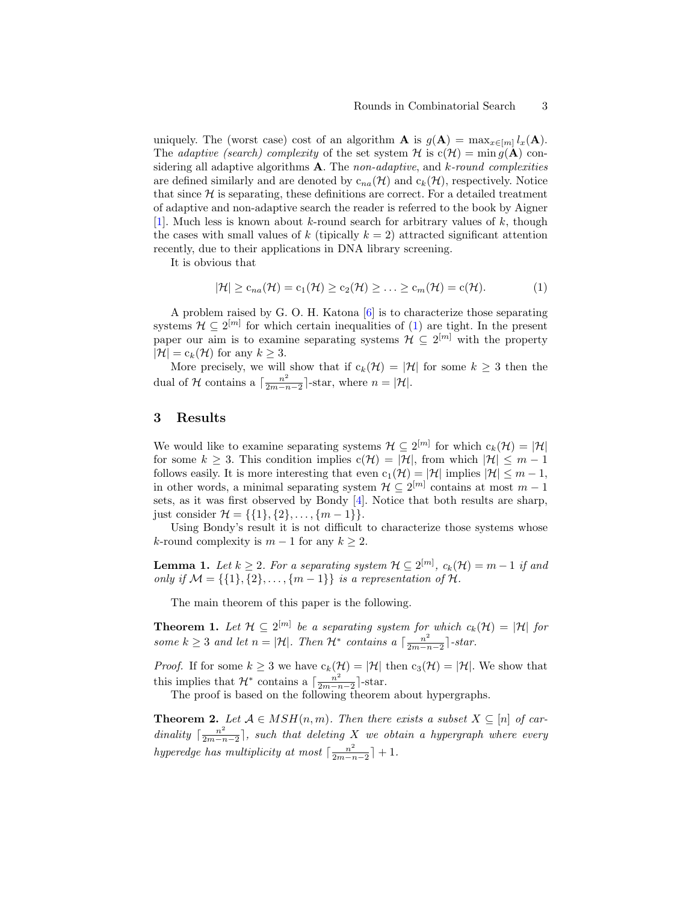uniquely. The (worst case) cost of an algorithm $\mathbf{A}$ is $g(\mathbf{A}) = \max_{x\in[m]} l_x(\mathbf{A})$. The *adaptive (search) complexity* of the set system $\mathcal{H}$ is $\mathrm{c}(\mathcal{H}) = \min g(\mathbf{A})$ considering all adaptive algorithms $\mathbf{A}$. The *non-adaptive*, and *k-round complexities* are defined similarly and are denoted by $\mathrm{c}_{na}(\mathcal{H})$ and $\mathrm{c}_k(\mathcal{H})$, respectively. Notice that since $\mathcal{H}$ is separating, these definitions are correct. For a detailed treatment of adaptive and non-adaptive search the reader is referred to the book by Aigner [1]. Much less is known about $k$-round search for arbitrary values of $k$, though the cases with small values of $k$ (tipically $k = 2$) attracted significant attention recently, due to their applications in DNA library screening.

It is obvious that

$$|\mathcal{H}| \geq \mathrm{c}_{na}(\mathcal{H}) = \mathrm{c}_1(\mathcal{H}) \geq \mathrm{c}_2(\mathcal{H}) \geq \ldots \geq \mathrm{c}_m(\mathcal{H}) = \mathrm{c}(\mathcal{H}). \tag{1}$$

A problem raised by G. O. H. Katona [6] is to characterize those separating systems $\mathcal{H} \subseteq 2^{[m]}$ for which certain inequalities of (1) are tight. In the present paper our aim is to examine separating systems $\mathcal{H} \subseteq 2^{[m]}$ with the property $|\mathcal{H}| = \mathrm{c}_k(\mathcal{H})$ for any $k \geq 3$.

More precisely, we will show that if $\mathrm{c}_k(\mathcal{H}) = |\mathcal{H}|$ for some $k \geq 3$ then the dual of $\mathcal{H}$ contains a $\lceil \frac{n^2}{2m-n-2} \rceil$-star, where $n = |\mathcal{H}|$.

## 3 Results

We would like to examine separating systems $\mathcal{H} \subseteq 2^{[m]}$ for which $\mathrm{c}_k(\mathcal{H}) = |\mathcal{H}|$ for some $k \geq 3$. This condition implies $\mathrm{c}(\mathcal{H}) = |\mathcal{H}|$, from which $|\mathcal{H}| \leq m-1$ follows easily. It is more interesting that even $\mathrm{c}_1(\mathcal{H}) = |\mathcal{H}|$ implies $|\mathcal{H}| \leq m-1$, in other words, a minimal separating system $\mathcal{H} \subseteq 2^{[m]}$ contains at most $m-1$ sets, as it was first observed by Bondy [4]. Notice that both results are sharp, just consider $\mathcal{H} = \{\{1\}, \{2\}, \ldots, \{m-1\}\}$.

Using Bondy's result it is not difficult to characterize those systems whose $k$-round complexity is $m-1$ for any $k \geq 2$.

**Lemma 1.** *Let $k \geq 2$. For a separating system $\mathcal{H} \subseteq 2^{[m]}$, $c_k(\mathcal{H}) = m-1$ if and only if $\mathcal{M} = \{\{1\}, \{2\}, \ldots, \{m-1\}\}$ is a representation of $\mathcal{H}$.*

The main theorem of this paper is the following.

**Theorem 1.** *Let $\mathcal{H} \subseteq 2^{[m]}$ be a separating system for which $c_k(\mathcal{H}) = |\mathcal{H}|$ for some $k \geq 3$ and let $n = |\mathcal{H}|$. Then $\mathcal{H}^*$ contains a $\lceil \frac{n^2}{2m-n-2} \rceil$-star.*

*Proof.* If for some $k \geq 3$ we have $\mathrm{c}_k(\mathcal{H}) = |\mathcal{H}|$ then $\mathrm{c}_3(\mathcal{H}) = |\mathcal{H}|$. We show that this implies that $\mathcal{H}^*$ contains a $\lceil \frac{n^2}{2m-n-2} \rceil$-star.

The proof is based on the following theorem about hypergraphs.

**Theorem 2.** *Let $\mathcal{A} \in MSH(n,m)$. Then there exists a subset $X \subseteq [n]$ of cardinality $\lceil \frac{n^2}{2m-n-2} \rceil$, such that deleting $X$ we obtain a hypergraph where every hyperedge has multiplicity at most $\lceil \frac{n^2}{2m-n-2} \rceil + 1$.*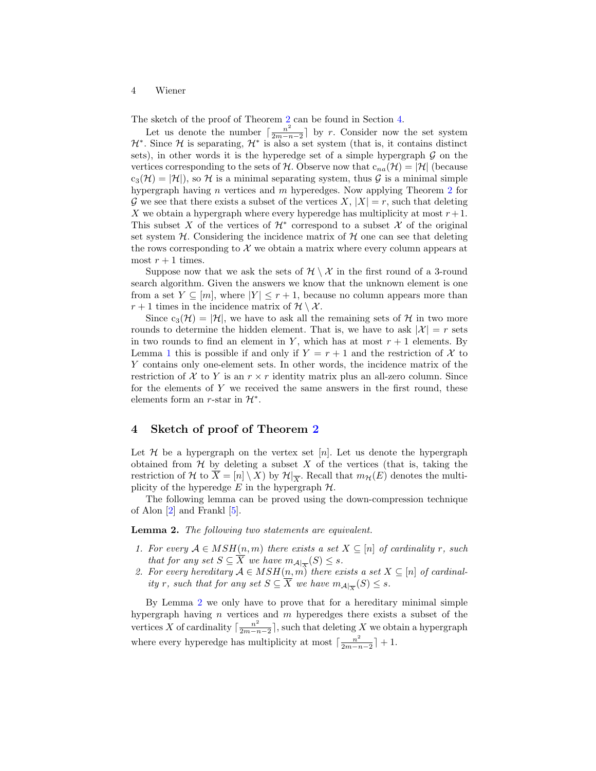The sketch of the proof of Theorem 2 can be found in Section 4.

Let us denote the number $\lceil \frac{n^2}{2m-n-2} \rceil$ by $r$. Consider now the set system $\mathcal{H}^*$. Since $\mathcal{H}$ is separating, $\mathcal{H}^*$ is also a set system (that is, it contains distinct sets), in other words it is the hyperedge set of a simple hypergraph $\mathcal{G}$ on the vertices corresponding to the sets of $\mathcal{H}$. Observe now that $\mathrm{c}_{na}(\mathcal{H}) = |\mathcal{H}|$ (because $\mathrm{c}_3(\mathcal{H}) = |\mathcal{H}|$), so $\mathcal{H}$ is a minimal separating system, thus $\mathcal{G}$ is a minimal simple hypergraph having $n$ vertices and $m$ hyperedges. Now applying Theorem 2 for $\mathcal{G}$ we see that there exists a subset of the vertices $X$, $|X| = r$, such that deleting $X$ we obtain a hypergraph where every hyperedge has multiplicity at most $r+1$. This subset $X$ of the vertices of $\mathcal{H}^*$ correspond to a subset $\mathcal{X}$ of the original set system $\mathcal{H}$. Considering the incidence matrix of $\mathcal{H}$ one can see that deleting the rows corresponding to $\mathcal{X}$ we obtain a matrix where every column appears at most $r+1$ times.

Suppose now that we ask the sets of $\mathcal{H} \setminus \mathcal{X}$ in the first round of a 3-round search algorithm. Given the answers we know that the unknown element is one from a set $Y \subseteq [m]$, where $|Y| \leq r+1$, because no column appears more than $r+1$ times in the incidence matrix of $\mathcal{H} \setminus \mathcal{X}$.

Since $\mathrm{c}_3(\mathcal{H}) = |\mathcal{H}|$, we have to ask all the remaining sets of $\mathcal{H}$ in two more rounds to determine the hidden element. That is, we have to ask $|\mathcal{X}| = r$ sets in two rounds to find an element in $Y$, which has at most $r+1$ elements. By Lemma 1 this is possible if and only if $Y = r+1$ and the restriction of $\mathcal{X}$ to $Y$ contains only one-element sets. In other words, the incidence matrix of the restriction of $\mathcal{X}$ to $Y$ is an $r \times r$ identity matrix plus an all-zero column. Since for the elements of $Y$ we received the same answers in the first round, these elements form an $r$-star in $\mathcal{H}^*$.

## 4 Sketch of proof of Theorem 2

Let $\mathcal{H}$ be a hypergraph on the vertex set $[n]$. Let us denote the hypergraph obtained from $\mathcal{H}$ by deleting a subset $X$ of the vertices (that is, taking the restriction of $\mathcal{H}$ to $\overline{X} = [n] \setminus X$) by $\mathcal{H}|_{\overline{X}}$. Recall that $m_{\mathcal{H}}(E)$ denotes the multiplicity of the hyperedge $E$ in the hypergraph $\mathcal{H}$.

The following lemma can be proved using the down-compression technique of Alon [2] and Frankl [5].

**Lemma 2.** *The following two statements are equivalent.*

1. *For every $\mathcal{A} \in MSH(n,m)$ there exists a set $X \subseteq [n]$ of cardinality $r$, such that for any set $S \subseteq \overline{X}$ we have $m_{\mathcal{A}|_{\overline{X}}}(S) \leq s$.*
2. *For every hereditary $\mathcal{A} \in MSH(n,m)$ there exists a set $X \subseteq [n]$ of cardinality $r$, such that for any set $S \subseteq \overline{X}$ we have $m_{\mathcal{A}|_{\overline{X}}}(S) \leq s$.*

By Lemma 2 we only have to prove that for a hereditary minimal simple hypergraph having $n$ vertices and $m$ hyperedges there exists a subset of the vertices $X$ of cardinality $\lceil \frac{n^2}{2m-n-2} \rceil$, such that deleting $X$ we obtain a hypergraph where every hyperedge has multiplicity at most $\lceil \frac{n^2}{2m-n-2} \rceil + 1$.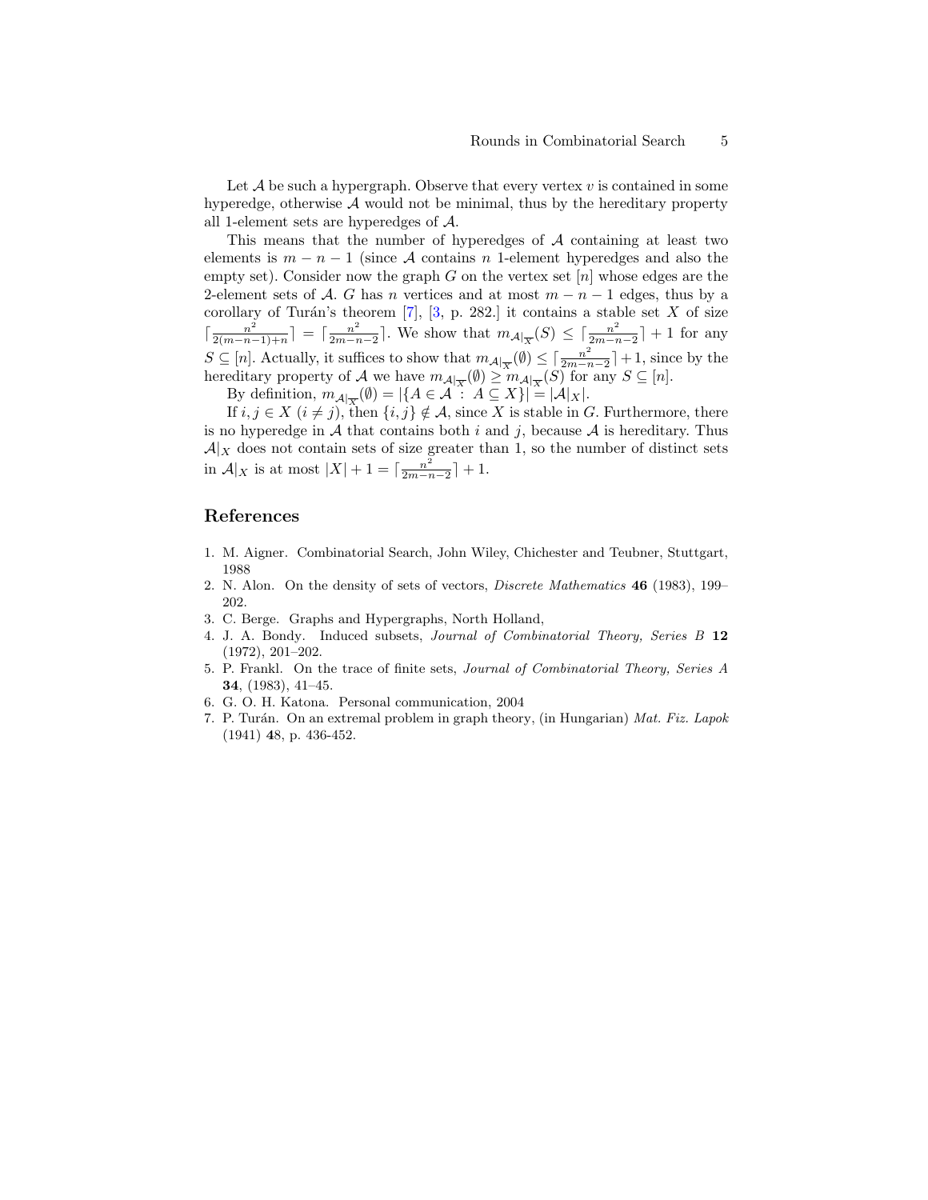Let $\mathcal{A}$ be such a hypergraph. Observe that every vertex $v$ is contained in some hyperedge, otherwise $\mathcal{A}$ would not be minimal, thus by the hereditary property all 1-element sets are hyperedges of $\mathcal{A}$.

This means that the number of hyperedges of $\mathcal{A}$ containing at least two elements is $m - n - 1$ (since $\mathcal{A}$ contains $n$ 1-element hyperedges and also the empty set). Consider now the graph $G$ on the vertex set $[n]$ whose edges are the 2-element sets of $\mathcal{A}$. $G$ has $n$ vertices and at most $m - n - 1$ edges, thus by a corollary of Turán's theorem [7], [3, p. 282.] it contains a stable set $X$ of size $\lceil \frac{n^2}{2(m-n-1)+n} \rceil = \lceil \frac{n^2}{2m-n-2} \rceil$. We show that $m_{\mathcal{A}|_{\overline{X}}}(S) \leq \lceil \frac{n^2}{2m-n-2} \rceil + 1$ for any $S \subseteq [n]$. Actually, it suffices to show that $m_{\mathcal{A}|_{\overline{X}}}(\emptyset) \leq \lceil \frac{n^2}{2m-n-2} \rceil + 1$, since by the hereditary property of $\mathcal{A}$ we have $m_{\mathcal{A}|_{\overline{X}}}(\emptyset) \geq m_{\mathcal{A}|_{\overline{X}}}(S)$ for any $S \subseteq [n]$.

By definition, $m_{\mathcal{A}|_{\overline{X}}}(\emptyset) = |\{A \in \mathcal{A} : A \subseteq X\}| = |\mathcal{A}|_X|$.

If $i, j \in X$ $(i \neq j)$, then $\{i, j\} \notin \mathcal{A}$, since $X$ is stable in $G$. Furthermore, there is no hyperedge in $\mathcal{A}$ that contains both $i$ and $j$, because $\mathcal{A}$ is hereditary. Thus $\mathcal{A}|_X$ does not contain sets of size greater than 1, so the number of distinct sets in $\mathcal{A}|_X$ is at most $|X| + 1 = \lceil \frac{n^2}{2m-n-2} \rceil + 1$.

## References

1. M. Aigner. Combinatorial Search, John Wiley, Chichester and Teubner, Stuttgart, 1988
2. N. Alon. On the density of sets of vectors, *Discrete Mathematics* **46** (1983), 199–202.
3. C. Berge. Graphs and Hypergraphs, North Holland,
4. J. A. Bondy. Induced subsets, *Journal of Combinatorial Theory, Series B* **12** (1972), 201–202.
5. P. Frankl. On the trace of finite sets, *Journal of Combinatorial Theory, Series A* **34**, (1983), 41–45.
6. G. O. H. Katona. Personal communication, 2004
7. P. Turán. On an extremal problem in graph theory, (in Hungarian) *Mat. Fiz. Lapok* (1941) **4**8, p. 436-452.